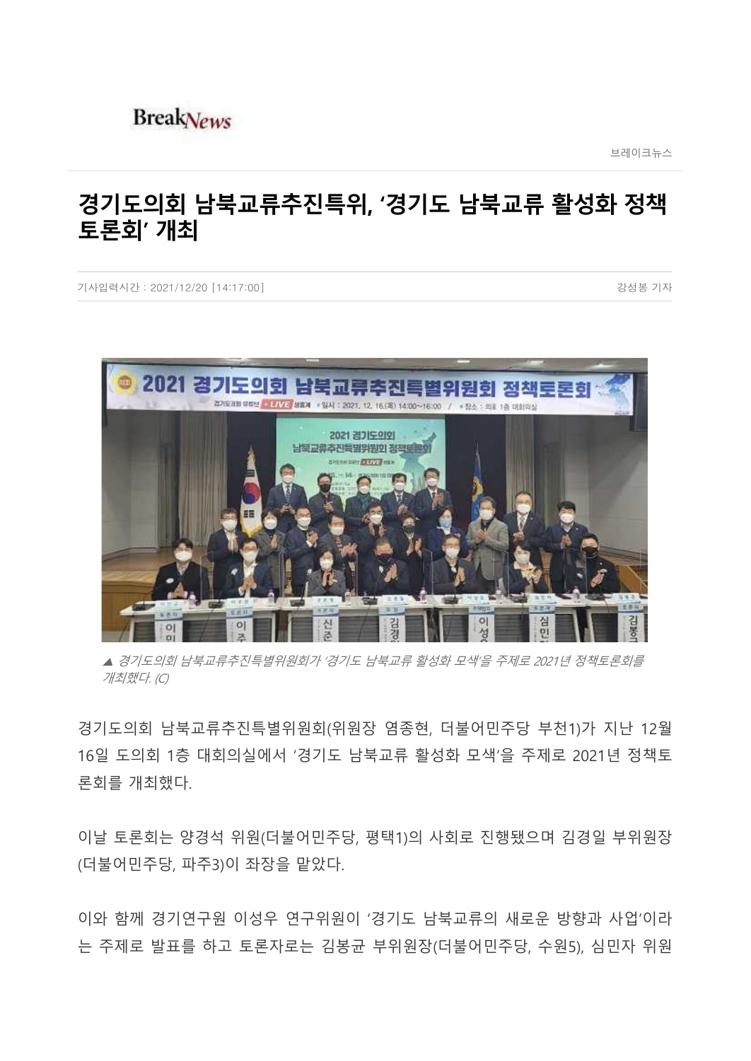BreakNews

브레이크뉴스

# 경기도의회 남북교류추진특위, '경기도 남북교류 활성화 정책 토론회' 개최

기사입력시간 : 2021/12/20 [14:17:00]

강성봉 기자

▲ 경기도의회 남북교류추진특별위원회가 '경기도 남북교류 활성화 모색'을 주제로 2021년 정책토론회를 개최했다. (C)

경기도의회 남북교류추진특별위원회(위원장 염종현, 더불어민주당 부천1)가 지난 12월 16일 도의회 1층 대회의실에서 '경기도 남북교류 활성화 모색'을 주제로 2021년 정책토론회를 개최했다.

이날 토론회는 양경석 위원(더불어민주당, 평택1)의 사회로 진행됐으며 김경일 부위원장(더불어민주당, 파주3)이 좌장을 맡았다.

이와 함께 경기연구원 이성우 연구위원이 '경기도 남북교류의 새로운 방향과 사업'이라는 주제로 발표를 하고 토론자로는 김봉균 부위원장(더불어민주당, 수원5), 심민자 위원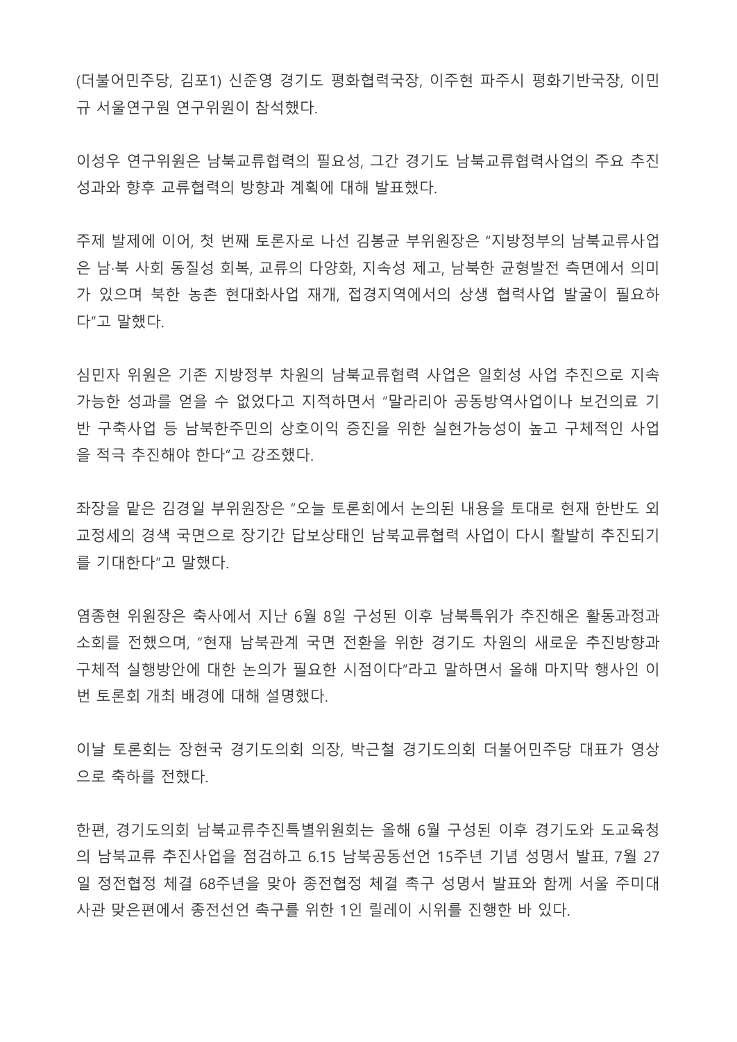(더불어민주당, 김포1) 신준영 경기도 평화협력국장, 이주현 파주시 평화기반국장, 이민규 서울연구원 연구위원이 참석했다.

이성우 연구위원은 남북교류협력의 필요성, 그간 경기도 남북교류협력사업의 주요 추진 성과와 향후 교류협력의 방향과 계획에 대해 발표했다.

주제 발제에 이어, 첫 번째 토론자로 나선 김봉균 부위원장은 "지방정부의 남북교류사업은 남·북 사회 동질성 회복, 교류의 다양화, 지속성 제고, 남북한 균형발전 측면에서 의미가 있으며 북한 농촌 현대화사업 재개, 접경지역에서의 상생 협력사업 발굴이 필요하다"고 말했다.

심민자 위원은 기존 지방정부 차원의 남북교류협력 사업은 일회성 사업 추진으로 지속가능한 성과를 얻을 수 없었다고 지적하면서 "말라리아 공동방역사업이나 보건의료 기반 구축사업 등 남북한주민의 상호이익 증진을 위한 실현가능성이 높고 구체적인 사업을 적극 추진해야 한다"고 강조했다.

좌장을 맡은 김경일 부위원장은 "오늘 토론회에서 논의된 내용을 토대로 현재 한반도 외교정세의 경색 국면으로 장기간 답보상태인 남북교류협력 사업이 다시 활발히 추진되기를 기대한다"고 말했다.

염종현 위원장은 축사에서 지난 6월 8일 구성된 이후 남북특위가 추진해온 활동과정과 소회를 전했으며, "현재 남북관계 국면 전환을 위한 경기도 차원의 새로운 추진방향과 구체적 실행방안에 대한 논의가 필요한 시점이다"라고 말하면서 올해 마지막 행사인 이번 토론회 개최 배경에 대해 설명했다.

이날 토론회는 장현국 경기도의회 의장, 박근철 경기도의회 더불어민주당 대표가 영상으로 축하를 전했다.

한편, 경기도의회 남북교류추진특별위원회는 올해 6월 구성된 이후 경기도와 도교육청의 남북교류 추진사업을 점검하고 6.15 남북공동선언 15주년 기념 성명서 발표, 7월 27일 정전협정 체결 68주년을 맞아 종전협정 체결 촉구 성명서 발표와 함께 서울 주미대사관 맞은편에서 종전선언 촉구를 위한 1인 릴레이 시위를 진행한 바 있다.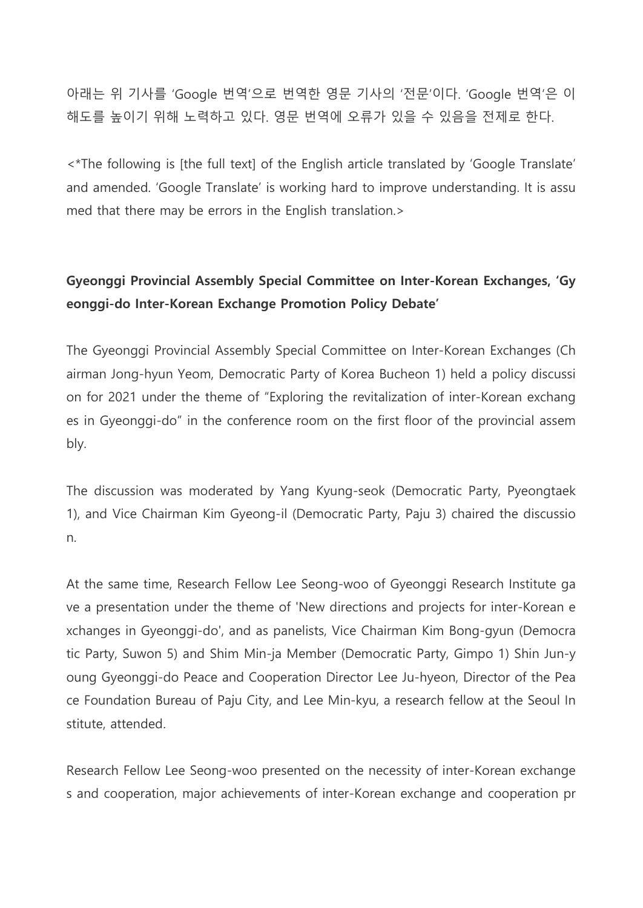아래는 위 기사를 'Google 번역'으로 번역한 영문 기사의 '전문'이다. 'Google 번역'은 이해도를 높이기 위해 노력하고 있다. 영문 번역에 오류가 있을 수 있음을 전제로 한다.

<*The following is [the full text] of the English article translated by 'Google Translate' and amended. 'Google Translate' is working hard to improve understanding. It is assumed that there may be errors in the English translation.>

**Gyeonggi Provincial Assembly Special Committee on Inter-Korean Exchanges, 'Gyeonggi-do Inter-Korean Exchange Promotion Policy Debate'**

The Gyeonggi Provincial Assembly Special Committee on Inter-Korean Exchanges (Chairman Jong-hyun Yeom, Democratic Party of Korea Bucheon 1) held a policy discussion for 2021 under the theme of "Exploring the revitalization of inter-Korean exchanges in Gyeonggi-do" in the conference room on the first floor of the provincial assembly.

The discussion was moderated by Yang Kyung-seok (Democratic Party, Pyeongtaek 1), and Vice Chairman Kim Gyeong-il (Democratic Party, Paju 3) chaired the discussion.

At the same time, Research Fellow Lee Seong-woo of Gyeonggi Research Institute gave a presentation under the theme of 'New directions and projects for inter-Korean exchanges in Gyeonggi-do', and as panelists, Vice Chairman Kim Bong-gyun (Democratic Party, Suwon 5) and Shim Min-ja Member (Democratic Party, Gimpo 1) Shin Jun-young Gyeonggi-do Peace and Cooperation Director Lee Ju-hyeon, Director of the Peace Foundation Bureau of Paju City, and Lee Min-kyu, a research fellow at the Seoul Institute, attended.

Research Fellow Lee Seong-woo presented on the necessity of inter-Korean exchanges and cooperation, major achievements of inter-Korean exchange and cooperation pr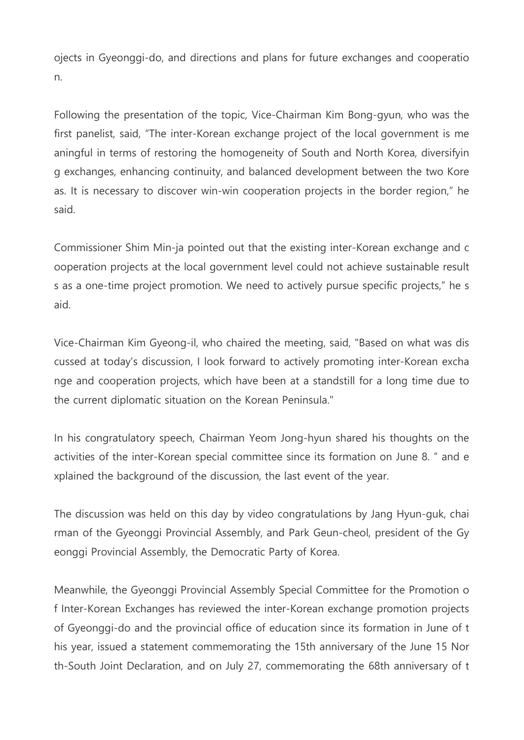ojects in Gyeonggi-do, and directions and plans for future exchanges and cooperation.

Following the presentation of the topic, Vice-Chairman Kim Bong-gyun, who was the first panelist, said, “The inter-Korean exchange project of the local government is meaningful in terms of restoring the homogeneity of South and North Korea, diversifying exchanges, enhancing continuity, and balanced development between the two Koreas. It is necessary to discover win-win cooperation projects in the border region,” he said.

Commissioner Shim Min-ja pointed out that the existing inter-Korean exchange and cooperation projects at the local government level could not achieve sustainable results as a one-time project promotion. We need to actively pursue specific projects,” he said.

Vice-Chairman Kim Gyeong-il, who chaired the meeting, said, "Based on what was discussed at today's discussion, I look forward to actively promoting inter-Korean exchange and cooperation projects, which have been at a standstill for a long time due to the current diplomatic situation on the Korean Peninsula."

In his congratulatory speech, Chairman Yeom Jong-hyun shared his thoughts on the activities of the inter-Korean special committee since its formation on June 8. ” and explained the background of the discussion, the last event of the year.

The discussion was held on this day by video congratulations by Jang Hyun-guk, chairman of the Gyeonggi Provincial Assembly, and Park Geun-cheol, president of the Gyeonggi Provincial Assembly, the Democratic Party of Korea.

Meanwhile, the Gyeonggi Provincial Assembly Special Committee for the Promotion of Inter-Korean Exchanges has reviewed the inter-Korean exchange promotion projects of Gyeonggi-do and the provincial office of education since its formation in June of this year, issued a statement commemorating the 15th anniversary of the June 15 North-South Joint Declaration, and on July 27, commemorating the 68th anniversary of t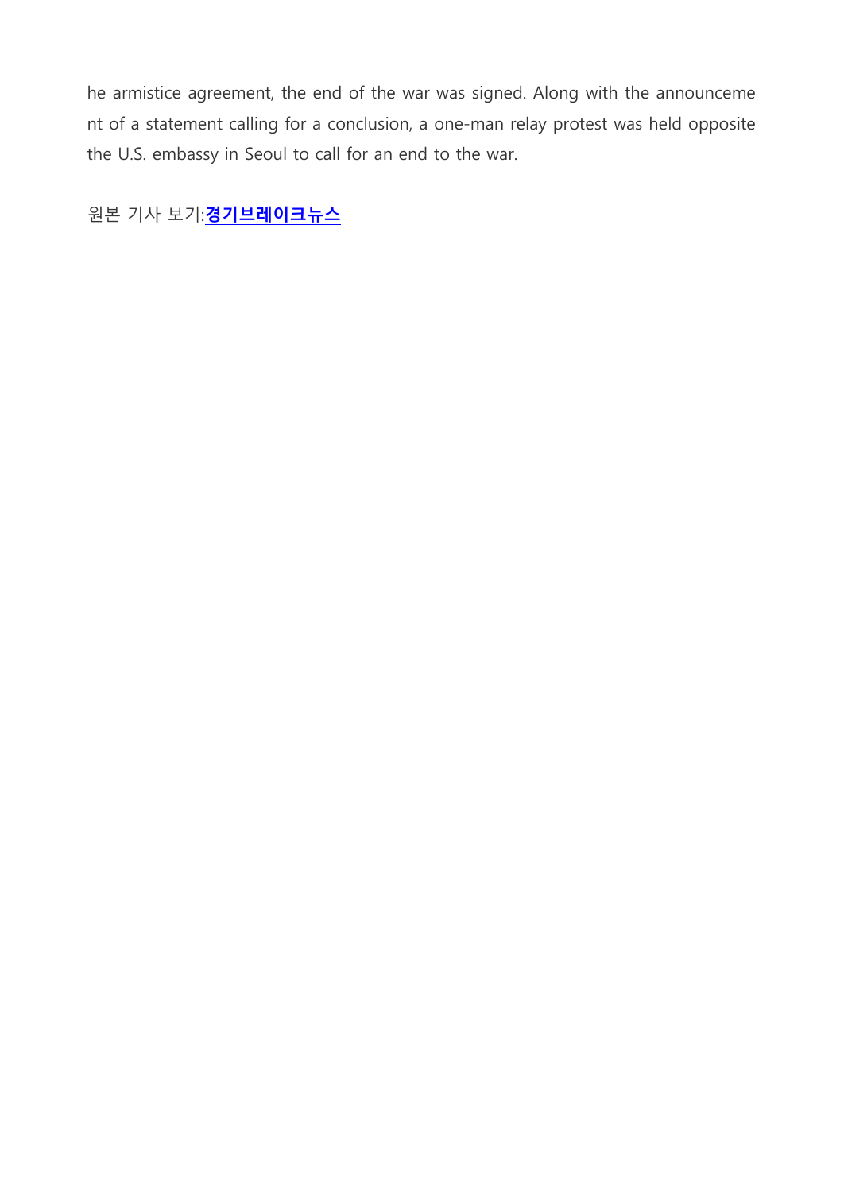he armistice agreement, the end of the war was signed. Along with the announcement of a statement calling for a conclusion, a one-man relay protest was held opposite the U.S. embassy in Seoul to call for an end to the war.

원본 기사 보기:**경기브레이크뉴스**